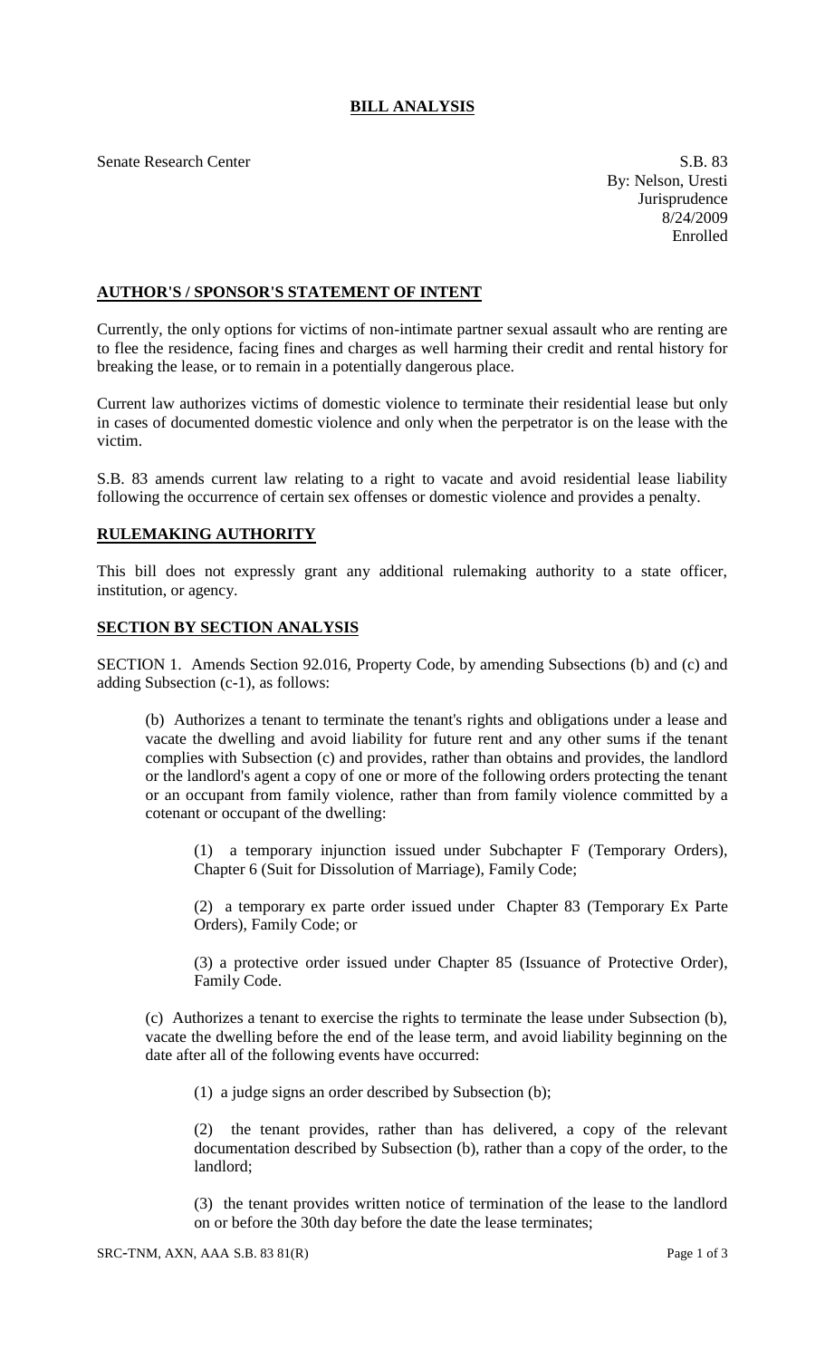# BILL ANALYSIS

Senate Research Center

S.B. 83
By: Nelson, Uresti
Jurisprudence
8/24/2009
Enrolled

## AUTHOR'S / SPONSOR'S STATEMENT OF INTENT

Currently, the only options for victims of non-intimate partner sexual assault who are renting are to flee the residence, facing fines and charges as well harming their credit and rental history for breaking the lease, or to remain in a potentially dangerous place.

Current law authorizes victims of domestic violence to terminate their residential lease but only in cases of documented domestic violence and only when the perpetrator is on the lease with the victim.

S.B. 83 amends current law relating to a right to vacate and avoid residential lease liability following the occurrence of certain sex offenses or domestic violence and provides a penalty.

## RULEMAKING AUTHORITY

This bill does not expressly grant any additional rulemaking authority to a state officer, institution, or agency.

## SECTION BY SECTION ANALYSIS

SECTION 1. Amends Section 92.016, Property Code, by amending Subsections (b) and (c) and adding Subsection (c-1), as follows:

(b) Authorizes a tenant to terminate the tenant's rights and obligations under a lease and vacate the dwelling and avoid liability for future rent and any other sums if the tenant complies with Subsection (c) and provides, rather than obtains and provides, the landlord or the landlord's agent a copy of one or more of the following orders protecting the tenant or an occupant from family violence, rather than from family violence committed by a cotenant or occupant of the dwelling:

(1) a temporary injunction issued under Subchapter F (Temporary Orders), Chapter 6 (Suit for Dissolution of Marriage), Family Code;

(2) a temporary ex parte order issued under Chapter 83 (Temporary Ex Parte Orders), Family Code; or

(3) a protective order issued under Chapter 85 (Issuance of Protective Order), Family Code.

(c) Authorizes a tenant to exercise the rights to terminate the lease under Subsection (b), vacate the dwelling before the end of the lease term, and avoid liability beginning on the date after all of the following events have occurred:

(1) a judge signs an order described by Subsection (b);

(2) the tenant provides, rather than has delivered, a copy of the relevant documentation described by Subsection (b), rather than a copy of the order, to the landlord;

(3) the tenant provides written notice of termination of the lease to the landlord on or before the 30th day before the date the lease terminates;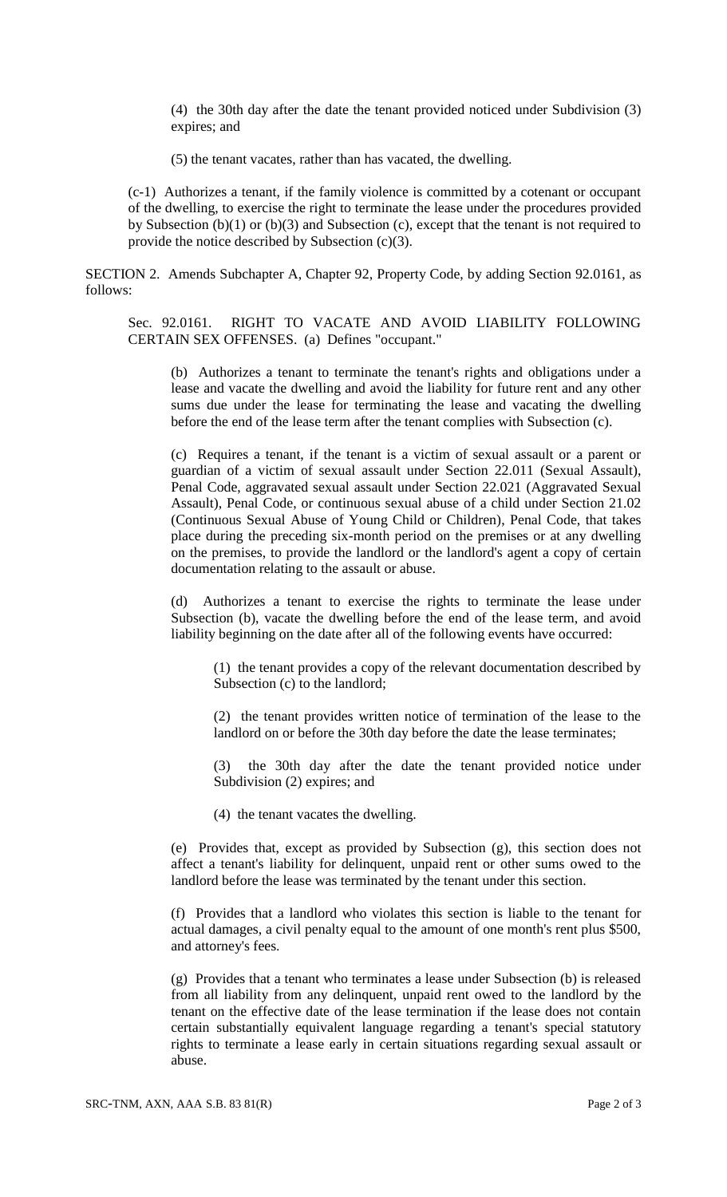(4) the 30th day after the date the tenant provided noticed under Subdivision (3) expires; and

(5) the tenant vacates, rather than has vacated, the dwelling.

(c-1) Authorizes a tenant, if the family violence is committed by a cotenant or occupant of the dwelling, to exercise the right to terminate the lease under the procedures provided by Subsection (b)(1) or (b)(3) and Subsection (c), except that the tenant is not required to provide the notice described by Subsection (c)(3).

SECTION 2. Amends Subchapter A, Chapter 92, Property Code, by adding Section 92.0161, as follows:

Sec. 92.0161. RIGHT TO VACATE AND AVOID LIABILITY FOLLOWING CERTAIN SEX OFFENSES. (a) Defines "occupant."

(b) Authorizes a tenant to terminate the tenant's rights and obligations under a lease and vacate the dwelling and avoid the liability for future rent and any other sums due under the lease for terminating the lease and vacating the dwelling before the end of the lease term after the tenant complies with Subsection (c).

(c) Requires a tenant, if the tenant is a victim of sexual assault or a parent or guardian of a victim of sexual assault under Section 22.011 (Sexual Assault), Penal Code, aggravated sexual assault under Section 22.021 (Aggravated Sexual Assault), Penal Code, or continuous sexual abuse of a child under Section 21.02 (Continuous Sexual Abuse of Young Child or Children), Penal Code, that takes place during the preceding six-month period on the premises or at any dwelling on the premises, to provide the landlord or the landlord's agent a copy of certain documentation relating to the assault or abuse.

(d) Authorizes a tenant to exercise the rights to terminate the lease under Subsection (b), vacate the dwelling before the end of the lease term, and avoid liability beginning on the date after all of the following events have occurred:

(1) the tenant provides a copy of the relevant documentation described by Subsection (c) to the landlord;

(2) the tenant provides written notice of termination of the lease to the landlord on or before the 30th day before the date the lease terminates;

(3) the 30th day after the date the tenant provided notice under Subdivision (2) expires; and

(4) the tenant vacates the dwelling.

(e) Provides that, except as provided by Subsection (g), this section does not affect a tenant's liability for delinquent, unpaid rent or other sums owed to the landlord before the lease was terminated by the tenant under this section.

(f) Provides that a landlord who violates this section is liable to the tenant for actual damages, a civil penalty equal to the amount of one month's rent plus $500, and attorney's fees.

(g) Provides that a tenant who terminates a lease under Subsection (b) is released from all liability from any delinquent, unpaid rent owed to the landlord by the tenant on the effective date of the lease termination if the lease does not contain certain substantially equivalent language regarding a tenant's special statutory rights to terminate a lease early in certain situations regarding sexual assault or abuse.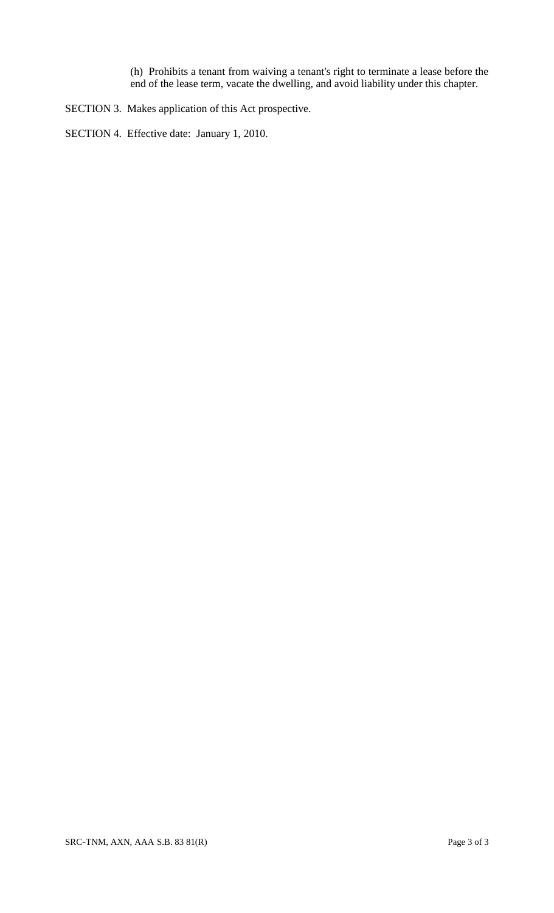(h) Prohibits a tenant from waiving a tenant's right to terminate a lease before the end of the lease term, vacate the dwelling, and avoid liability under this chapter.

SECTION 3. Makes application of this Act prospective.

SECTION 4. Effective date: January 1, 2010.